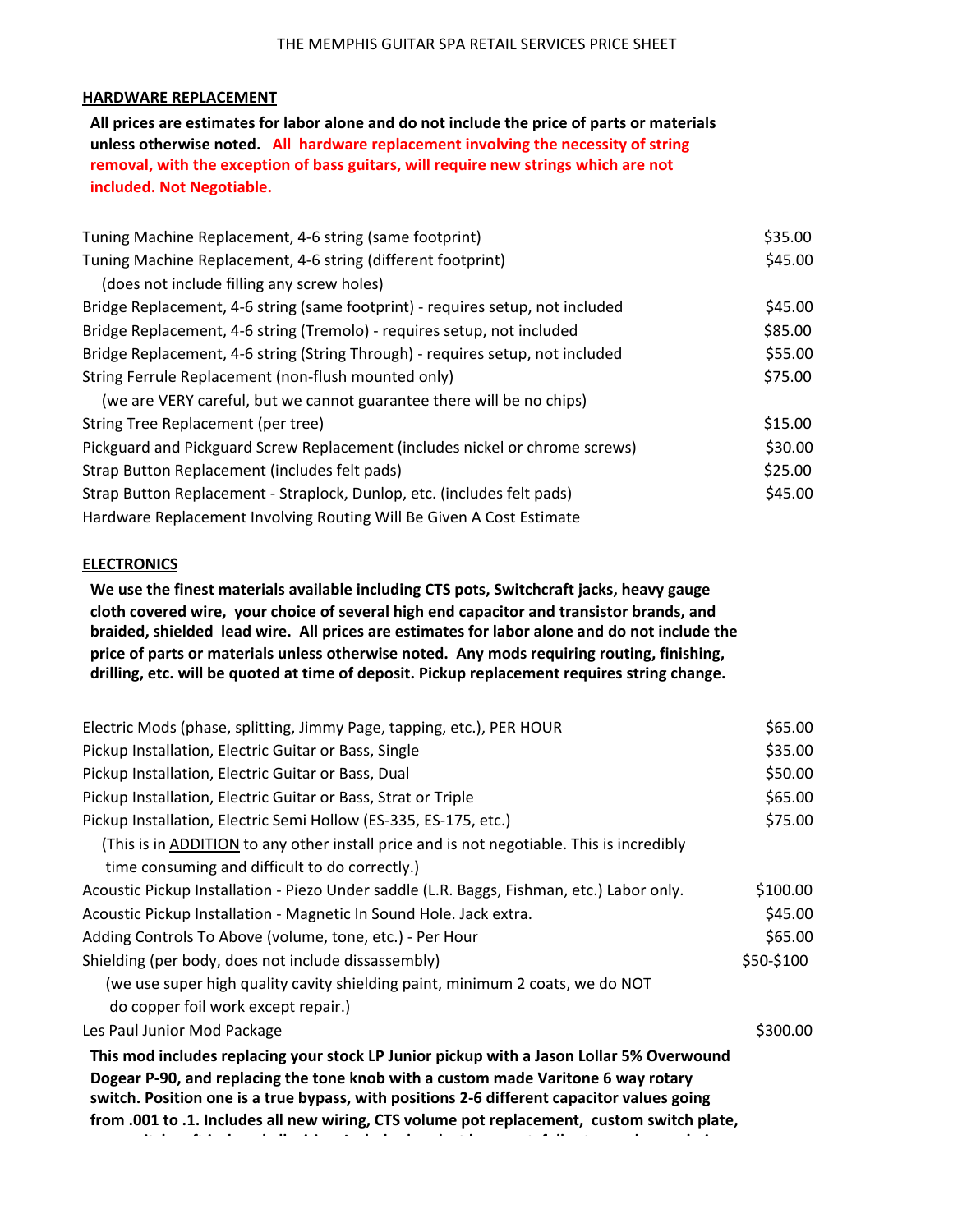# THE MEMPHIS GUITAR SPA RETAIL SERVICES PRICE SHEET

## HARDWARE REPLACEMENT

**All prices are estimates for labor alone and do not include the price of parts or materials unless otherwise noted. All hardware replacement involving the necessity of string removal, with the exception of bass guitars, will require new strings which are not included. Not Negotiable.**

| Service | Price |
|---|---|
| Tuning Machine Replacement, 4-6 string (same footprint) | $35.00 |
| Tuning Machine Replacement, 4-6 string (different footprint)<br>(does not include filling any screw holes) | $45.00 |
| Bridge Replacement, 4-6 string (same footprint) - requires setup, not included | $45.00 |
| Bridge Replacement, 4-6 string (Tremolo) - requires setup, not included | $85.00 |
| Bridge Replacement, 4-6 string (String Through) - requires setup, not included | $55.00 |
| String Ferrule Replacement (non-flush mounted only)<br>(we are VERY careful, but we cannot guarantee there will be no chips) | $75.00 |
| String Tree Replacement (per tree) | $15.00 |
| Pickguard and Pickguard Screw Replacement (includes nickel or chrome screws) | $30.00 |
| Strap Button Replacement (includes felt pads) | $25.00 |
| Strap Button Replacement - Straplock, Dunlop, etc. (includes felt pads) | $45.00 |
| Hardware Replacement Involving Routing Will Be Given A Cost Estimate | |

## ELECTRONICS

**We use the finest materials available including CTS pots, Switchcraft jacks, heavy gauge cloth covered wire, your choice of several high end capacitor and transistor brands, and braided, shielded lead wire. All prices are estimates for labor alone and do not include the price of parts or materials unless otherwise noted. Any mods requiring routing, finishing, drilling, etc. will be quoted at time of deposit. Pickup replacement requires string change.**

| Service | Price |
|---|---|
| Electric Mods (phase, splitting, Jimmy Page, tapping, etc.), PER HOUR | $65.00 |
| Pickup Installation, Electric Guitar or Bass, Single | $35.00 |
| Pickup Installation, Electric Guitar or Bass, Dual | $50.00 |
| Pickup Installation, Electric Guitar or Bass, Strat or Triple | $65.00 |
| Pickup Installation, Electric Semi Hollow (ES-335, ES-175, etc.)<br>(This is in ADDITION to any other install price and is not negotiable. This is incredibly time consuming and difficult to do correctly.) | $75.00 |
| Acoustic Pickup Installation - Piezo Under saddle (L.R. Baggs, Fishman, etc.) Labor only. | $100.00 |
| Acoustic Pickup Installation - Magnetic In Sound Hole. Jack extra. | $45.00 |
| Adding Controls To Above (volume, tone, etc.) - Per Hour | $65.00 |
| Shielding (per body, does not include dissassembly)<br>(we use super high quality cavity shielding paint, minimum 2 coats, we do NOT do copper foil work except repair.) | $50-$100 |
| Les Paul Junior Mod Package | $300.00 |

**This mod includes replacing your stock LP Junior pickup with a Jason Lollar 5% Overwound Dogear P-90, and replacing the tone knob with a custom made Varitone 6 way rotary switch. Position one is a true bypass, with positions 2-6 different capacitor values going from .001 to .1. Includes all new wiring, CTS volume pot replacement, custom switch plate,**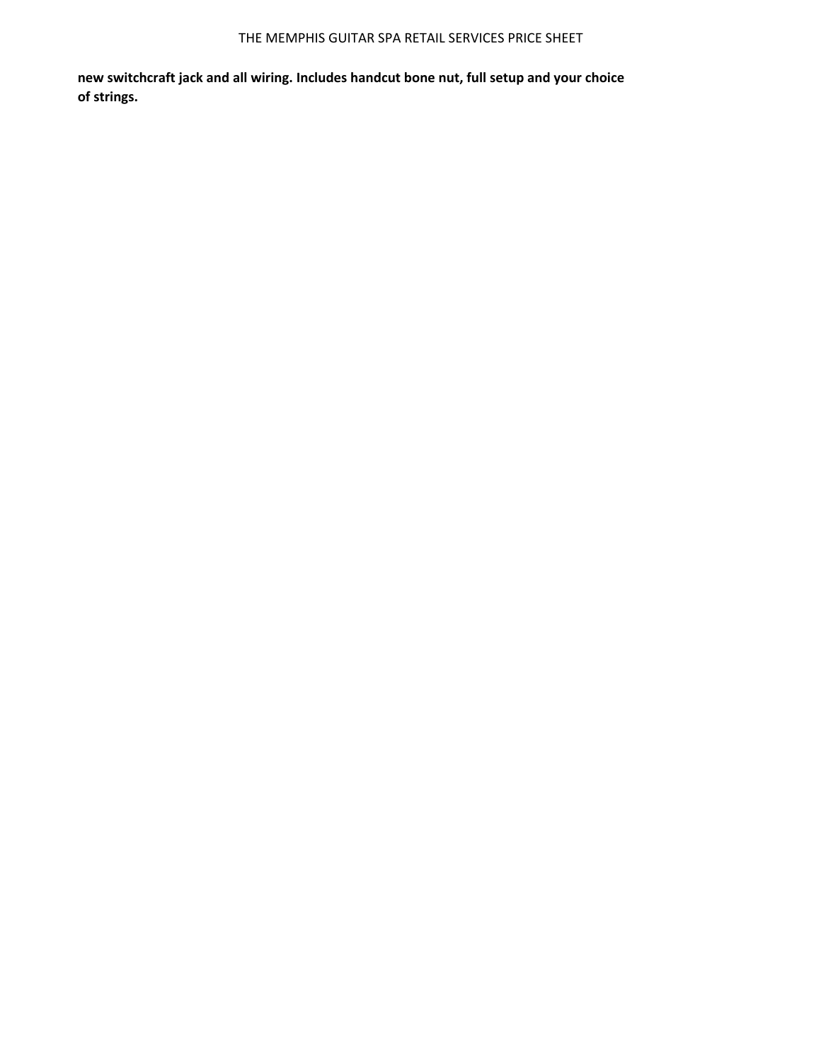**new switchcraft jack and all wiring. Includes handcut bone nut, full setup and your choice of strings.**